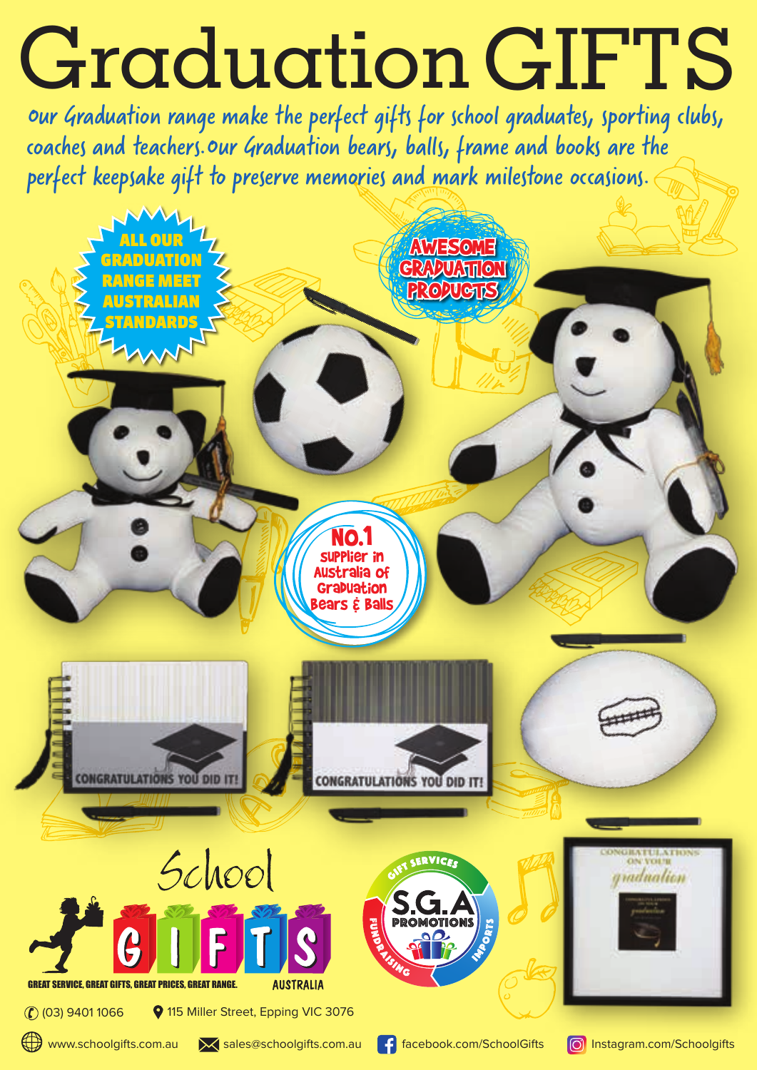# Graduation GIFTS

Our Graduation range make the perfect gifts for school graduates, sporting clubs, coaches and teachers. Our Graduation bears, balls, frame and books are the perfect keepsake gift to preserve memories and mark milestone occasions.

**ALL OUR GRADUATION RANGE MEET AUSTRALIAN STANDARDS**

**AWESOME GRADUATION PRODUCTS**

**No.1 Supplier in Australia of Graduation Bears & Balls**

CONGRATULATIONS YOU DID IT!

CONGRATULATIONS YOU DID IT!

CONGRATULATIONS ON YOUR graduation

School GIFTS AUSTRALIA

GREAT SERVICE, GREAT GIFTS, GREAT PRICES, GREAT RANGE.

S.G.A PROMOTIONS — GIFT SERVICES · FUNDRAISING · IMPORTS

(03) 9401 1066

115 Miller Street, Epping VIC 3076

www.schoolgifts.com.au

sales@schoolgifts.com.au

facebook.com/SchoolGifts

Instagram.com/Schoolgifts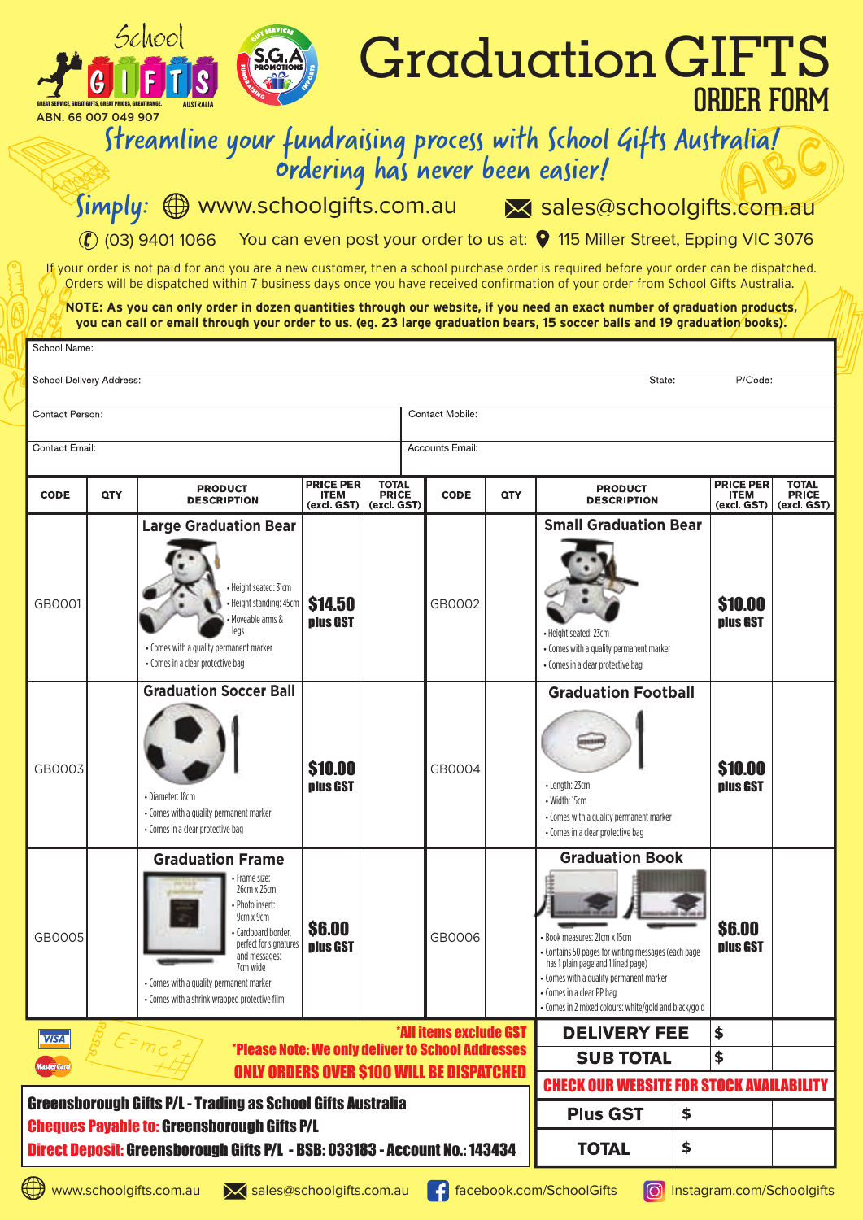School GIFTS

GREAT SERVICE, GREAT GIFTS, GREAT PRICES, GREAT RANGE. AUSTRALIA

ABN. 66 007 049 907

# Graduation GIFTS

## ORDER FORM

Streamline your fundraising process with School Gifts Australia! Ordering has never been easier!

Simply: www.schoolgifts.com.au sales@schoolgifts.com.au

(03) 9401 1066 You can even post your order to us at: 115 Miller Street, Epping VIC 3076

If your order is not paid for and you are a new customer, then a school purchase order is required before your order can be dispatched. Orders will be dispatched within 7 business days once you have received confirmation of your order from School Gifts Australia.

**NOTE: As you can only order in dozen quantities through our website, if you need an exact number of graduation products, you can call or email through your order to us. (eg. 23 large graduation bears, 15 soccer balls and 19 graduation books).**

| | | | |
|---|---|---|---|
| School Name: | | | |
| School Delivery Address: | | State: | P/Code: |
| Contact Person: | Contact Mobile: | | |
| Contact Email: | Accounts Email: | | |

| CODE | QTY | PRODUCT DESCRIPTION | PRICE PER ITEM (excl. GST) | TOTAL PRICE (excl. GST) | CODE | QTY | PRODUCT DESCRIPTION | PRICE PER ITEM (excl. GST) | TOTAL PRICE (excl. GST) |
|---|---|---|---|---|---|---|---|---|---|
| GB0001 | | **Large Graduation Bear** • Height seated: 31cm • Height standing: 45cm • Moveable arms & legs • Comes with a quality permanent marker • Comes in a clear protective bag | **$14.50 plus GST** | | GB0002 | | **Small Graduation Bear** • Height seated: 23cm • Comes with a quality permanent marker • Comes in a clear protective bag | **$10.00 plus GST** | |
| GB0003 | | **Graduation Soccer Ball** • Diameter: 18cm • Comes with a quality permanent marker • Comes in a clear protective bag | **$10.00 plus GST** | | GB0004 | | **Graduation Football** • Length: 23cm • Width: 15cm • Comes with a quality permanent marker • Comes in a clear protective bag | **$10.00 plus GST** | |
| GB0005 | | **Graduation Frame** • Frame size: 26cm x 26cm • Photo insert: 9cm x 9cm • Cardboard border, perfect for signatures and messages: 7cm wide • Comes with a quality permanent marker • Comes with a shrink wrapped protective film | **$6.00 plus GST** | | GB0006 | | **Graduation Book** • Book measures: 21cm x 15cm • Contains 50 pages for writing messages (each page has 1 plain page and 1 lined page) • Comes with a quality permanent marker • Comes in a clear PP bag • Comes in 2 mixed colours: white/gold and black/gold | **$6.00 plus GST** | |

*All items exclude GST

*Please Note: We only deliver to School Addresses

ONLY ORDERS OVER $100 WILL BE DISPATCHED

| | | |
|---|---|---|
| DELIVERY FEE | $ | |
| SUB TOTAL | $ | |

CHECK OUR WEBSITE FOR STOCK AVAILABILITY

| | | |
|---|---|---|
| Plus GST | $ | |
| TOTAL | $ | |

**Greensborough Gifts P/L - Trading as School Gifts Australia**

**Cheques Payable to: Greensborough Gifts P/L**

**Direct Deposit: Greensborough Gifts P/L - BSB: 033183 - Account No.: 143434**

www.schoolgifts.com.au sales@schoolgifts.com.au facebook.com/SchoolGifts Instagram.com/Schoolgifts